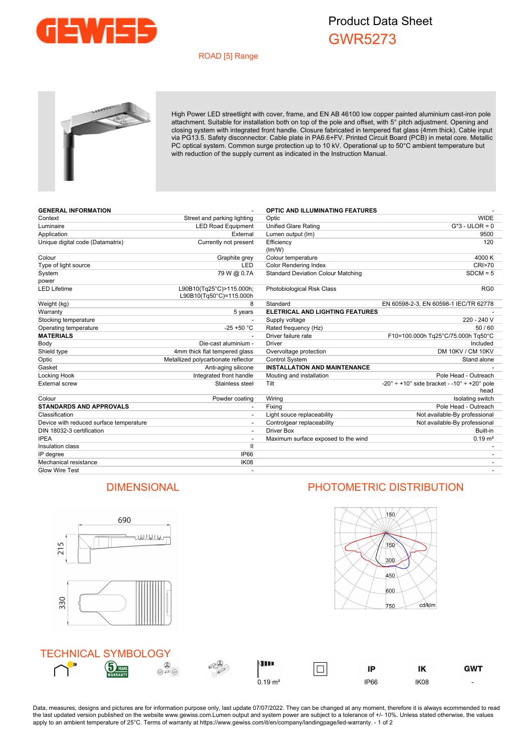# Product Data Sheet

## GWR5273

ROAD [5] Range

High Power LED streetlight with cover, frame, and EN AB 46100 low copper painted aluminium cast-iron pole attachment. Suitable for installation both on top of the pole and offset, with 5° pitch adjustment. Opening and closing system with integrated front handle. Closure fabricated in tempered flat glass (4mm thick). Cable input via PG13.5. Safety disconnector. Cable plate in PA6.6+FV. Printed Circuit Board (PCB) in metal core. Metallic PC optical system. Common surge protection up to 10 kV. Operational up to 50°C ambient temperature but with reduction of the supply current as indicated in the Instruction Manual.

| **GENERAL INFORMATION** | - |
|---|---|
| Context | Street and parking lighting |
| Luminaire | LED Road Equipment |
| Application | External |
| Unique digital code (Datamatrix) | Currently not present |
| Colour | Graphite grey |
| Type of light source | LED |
| System power | 79 W @ 0.7A |
| LED Lifetime | L90B10(Tq25°C)>115.000h; L90B10(Tq50°C)=115.000h |
| Weight (kg) | 8 |
| Warranty | 5 years |
| Stocking temperature | - |
| Operating temperature | -25 +50 °C |
| **MATERIALS** | - |
| Body | Die-cast aluminium - |
| Shield type | 4mm thick flat tempered glass |
| Optic | Metallized polycarbonate reflector |
| Gasket | Anti-aging silicone |
| Locking Hook | Integrated front handle |
| External screw | Stainless steel |
| Colour | Powder coating |
| **STANDARDS AND APPROVALS** | - |
| Classification | - |
| Device with reduced surface temperature | - |
| DIN 18032-3 certification | - |
| IPEA | - |
| Insulation class | II |
| IP degree | IP66 |
| Mechanical resistance | IK08 |
| Glow Wire Test | - |

| **OPTIC AND ILLUMINATING FEATURES** | - |
|---|---|
| Optic | WIDE |
| Unified Glare Rating | G*3 - ULOR = 0 |
| Lumen output (lm) | 9500 |
| Efficiency (lm/W) | 120 |
| Colour temperature | 4000 K |
| Color Rendering Index | CRI>70 |
| Standard Deviation Colour Matching | SDCM = 5 |
| Photobiological Risk Class | RG0 |
| Standard | EN 60598-2-3, EN 60598-1 IEC/TR 62778 |
| **ELETRICAL AND LIGHTING FEATURES** | - |
| Supply voltage | 220 - 240 V |
| Rated frequency (Hz) | 50 / 60 |
| Driver failure rate | F10=100.000h Tq25°C/75.000h Tq50°C |
| Driver | Included |
| Overvoltage protection | DM 10KV / CM 10KV |
| Control System | Stand alone |
| **INSTALLATION AND MAINTENANCE** | - |
| Mouting and installation | Pole Head - Outreach |
| Tilt | -20° ÷ +10° side bracket - -10° ÷ +20° pole head |
| Wiring | Isolating switch |
| Fixing | Pole Head - Outreach |
| Light souce replaceability | Not available-By professional |
| Controlgear replaceability | Not available-By professional |
| Driver Box | Built-in |
| Maximum surface exposed to the wind | 0.19 m² |
| | - |
| | - |
| | - |
| | - |

## DIMENSIONAL

690

215

330

## PHOTOMETRIC DISTRIBUTION

150, 150, 300, 450, 600, 750 cd/klm

## TECHNICAL SYMBOLOGY

| 0.19 m² | IP66 | IK08 | GWT - |
|---|---|---|---|

Data, measures, designs and pictures are for information purpose only, last update 07/07/2022. They can be changed at any moment, therefore it is always ecommended to read the last updated version published on the website www.gewiss.com.Lumen output and system power are subject to a tolerance of +/- 10%. Unless stated otherwise, the values apply to an ambient temperature of 25°C. Terms of warranty at https://www.gewiss.com/it/en/company/landingpage/led-warranty.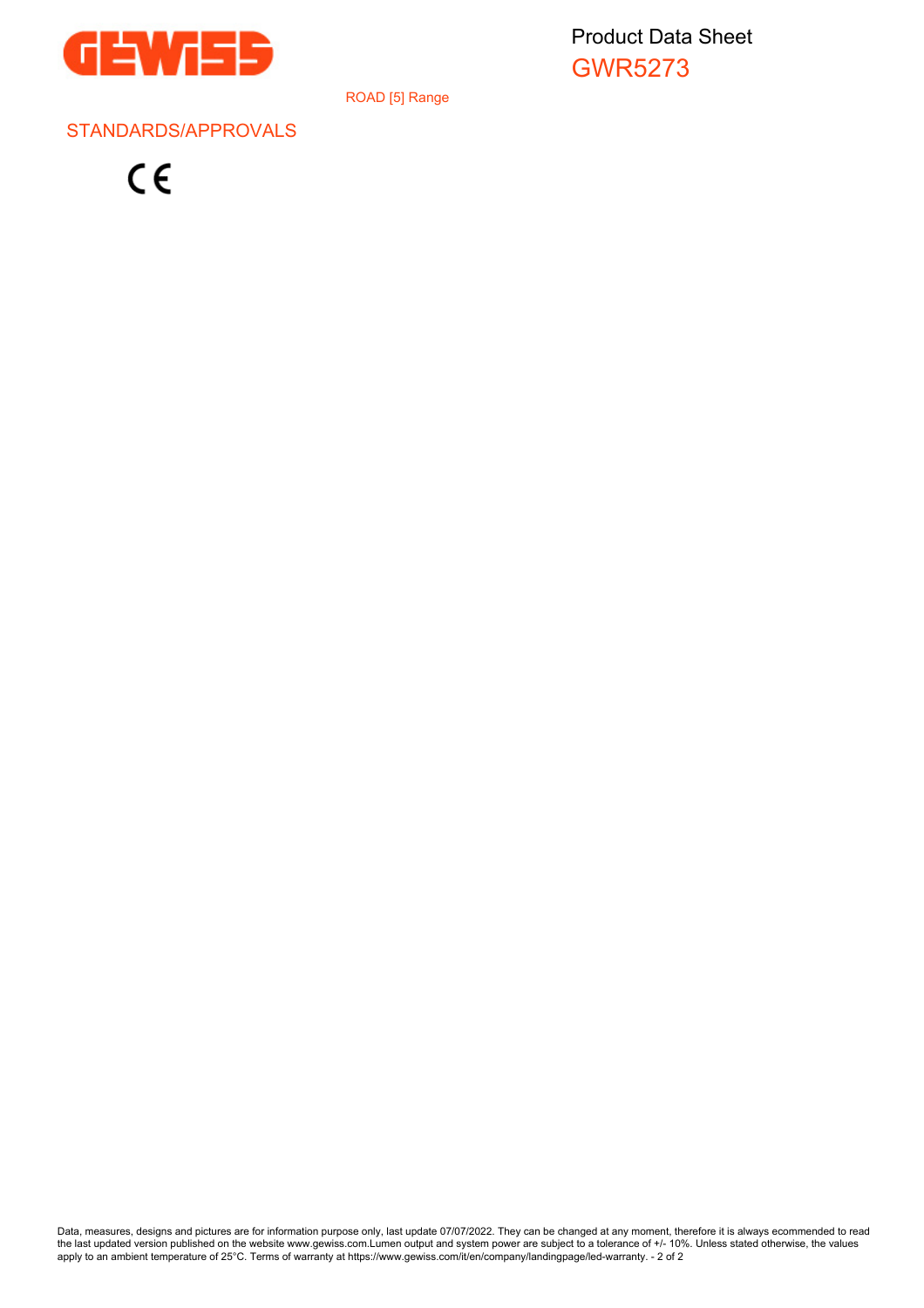## STANDARDS/APPROVALS

CE

Data, measures, designs and pictures are for information purpose only, last update 07/07/2022. They can be changed at any moment, therefore it is always ecommended to read the last updated version published on the website www.gewiss.com.Lumen output and system power are subject to a tolerance of +/- 10%. Unless stated otherwise, the values apply to an ambient temperature of 25°C. Terms of warranty at https://www.gewiss.com/it/en/company/landingpage/led-warranty.